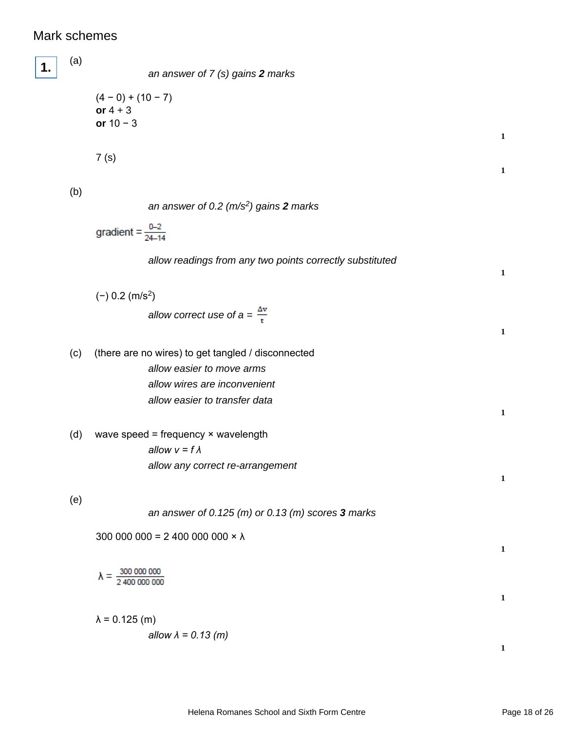## Mark schemes

**1.** (a)

*an answer of 7 (s) gains **2** marks*

(4 − 0) + (10 − 7)
**or** 4 + 3
**or** 10 − 3

**1**

7 (s)

**1**

(b)

*an answer of 0.2 (m/s$^2$) gains **2** marks*

gradient = $\frac{0-2}{24-14}$

*allow readings from any two points correctly substituted*

**1**

(−) 0.2 (m/s$^2$)

*allow correct use of a = $\frac{\Delta v}{t}$*

**1**

(c) (there are no wires) to get tangled / disconnected

*allow easier to move arms*

*allow wires are inconvenient*

*allow easier to transfer data*

**1**

(d) wave speed = frequency × wavelength

*allow $v = f\lambda$*

*allow any correct re-arrangement*

**1**

(e)

*an answer of 0.125 (m) or 0.13 (m) scores **3** marks*

300 000 000 = 2 400 000 000 × λ

**1**

$\lambda = \frac{300\ 000\ 000}{2\ 400\ 000\ 000}$

**1**

λ = 0.125 (m)

*allow λ = 0.13 (m)*

**1**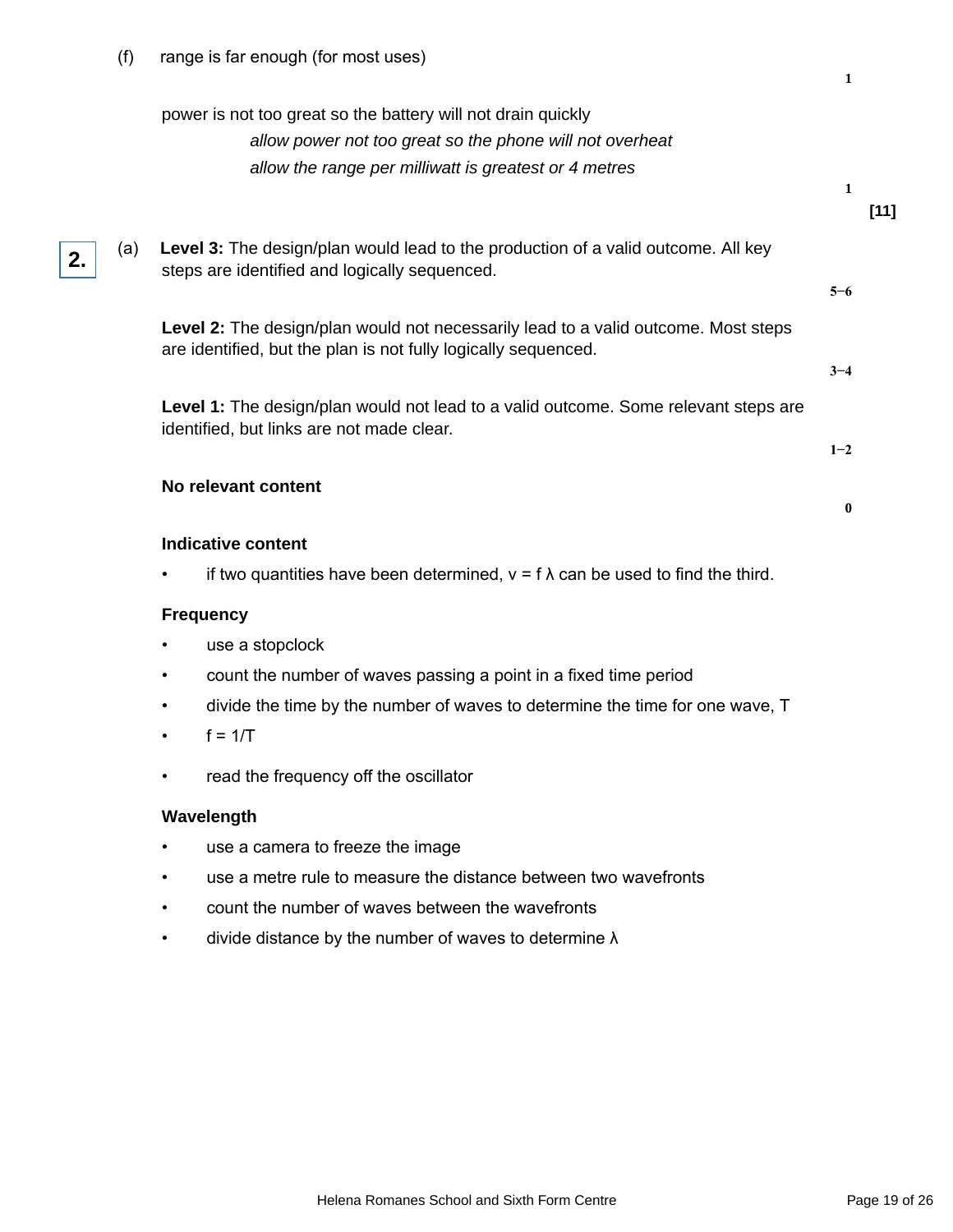(f) range is far enough (for most uses)

1

power is not too great so the battery will not drain quickly

*allow power not too great so the phone will not overheat*

*allow the range per milliwatt is greatest or 4 metres*

1

[11]

**2.** (a) **Level 3:** The design/plan would lead to the production of a valid outcome. All key steps are identified and logically sequenced.

5−6

**Level 2:** The design/plan would not necessarily lead to a valid outcome. Most steps are identified, but the plan is not fully logically sequenced.

3−4

**Level 1:** The design/plan would not lead to a valid outcome. Some relevant steps are identified, but links are not made clear.

1−2

**No relevant content**

0

**Indicative content**

- if two quantities have been determined, $v = f\lambda$ can be used to find the third.

**Frequency**

- use a stopclock
- count the number of waves passing a point in a fixed time period
- divide the time by the number of waves to determine the time for one wave, $T$
- $f = 1/T$
- read the frequency off the oscillator

**Wavelength**

- use a camera to freeze the image
- use a metre rule to measure the distance between two wavefronts
- count the number of waves between the wavefronts
- divide distance by the number of waves to determine $\lambda$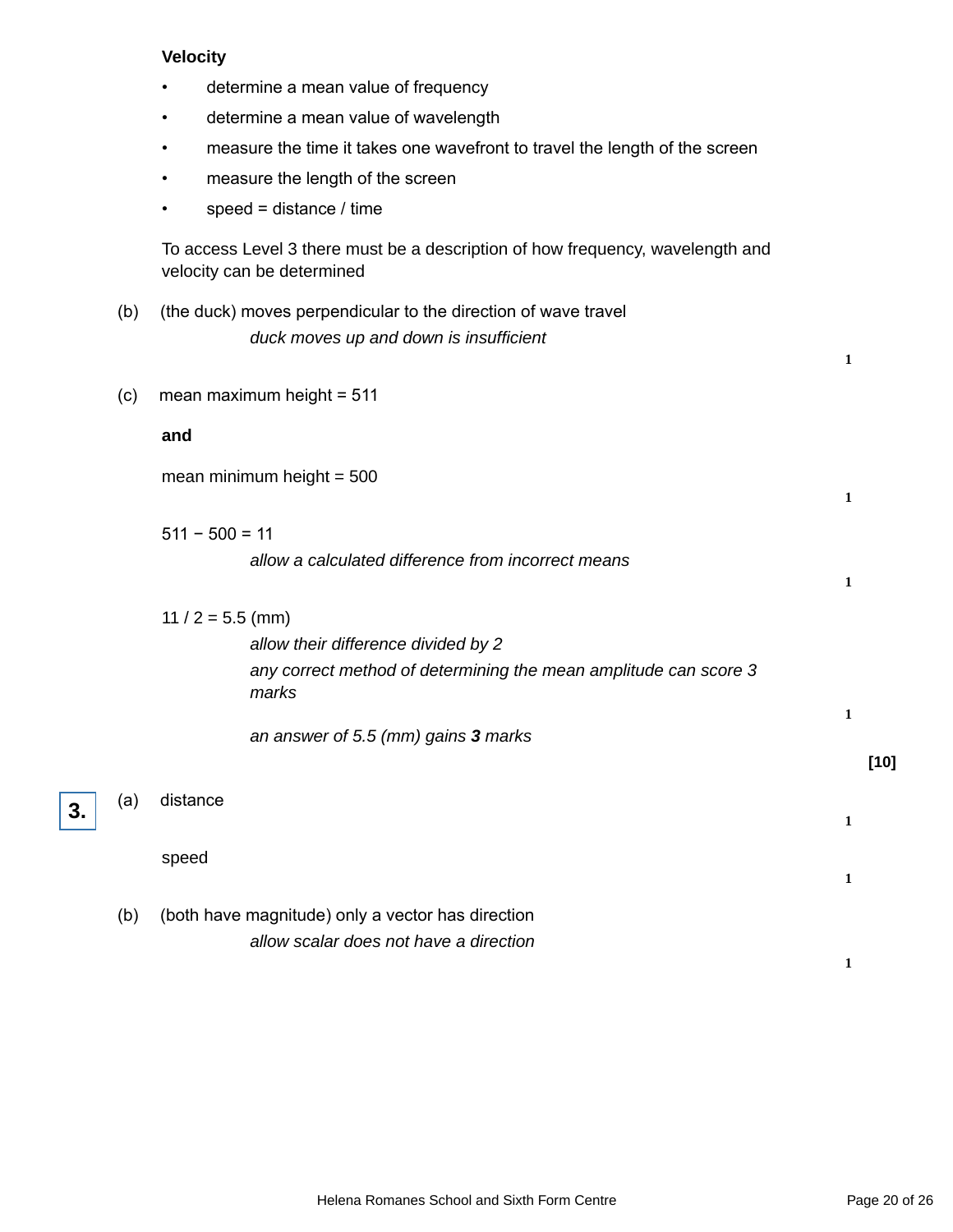**Velocity**

- determine a mean value of frequency
- determine a mean value of wavelength
- measure the time it takes one wavefront to travel the length of the screen
- measure the length of the screen
- speed = distance / time

To access Level 3 there must be a description of how frequency, wavelength and velocity can be determined

(b) (the duck) moves perpendicular to the direction of wave travel

*duck moves up and down is insufficient*

1

(c) mean maximum height = 511

**and**

mean minimum height = 500

1

511 − 500 = 11

*allow a calculated difference from incorrect means*

1

11 / 2 = 5.5 (mm)

*allow their difference divided by 2*

*any correct method of determining the mean amplitude can score 3 marks*

1

*an answer of 5.5 (mm) gains **3** marks*

**[10]**

**3.** (a) distance

1

speed

1

(b) (both have magnitude) only a vector has direction

*allow scalar does not have a direction*

1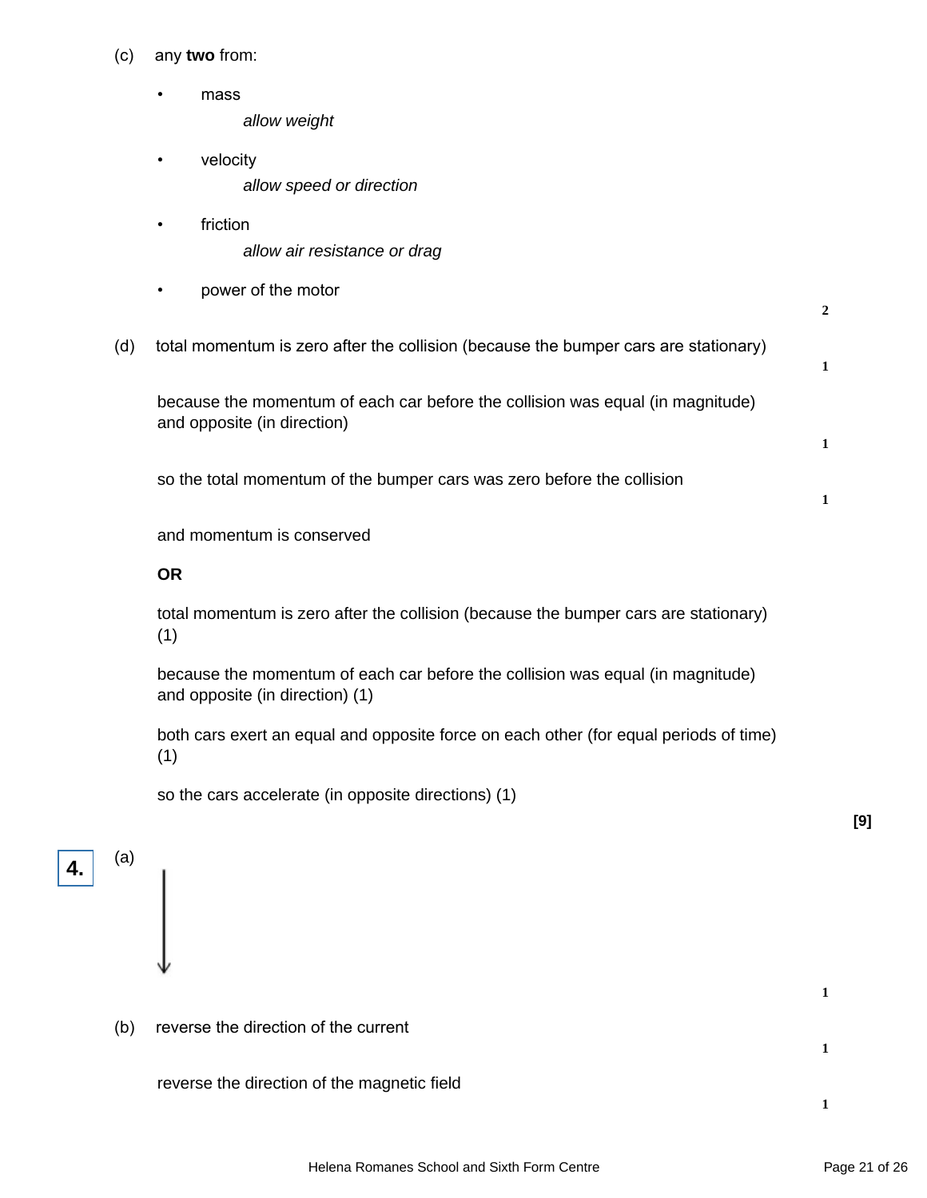(c) any **two** from:

- mass
  *allow weight*
- velocity
  *allow speed or direction*
- friction
  *allow air resistance or drag*
- power of the motor

2

(d) total momentum is zero after the collision (because the bumper cars are stationary)

1

because the momentum of each car before the collision was equal (in magnitude) and opposite (in direction)

1

so the total momentum of the bumper cars was zero before the collision

1

and momentum is conserved

**OR**

total momentum is zero after the collision (because the bumper cars are stationary) (1)

because the momentum of each car before the collision was equal (in magnitude) and opposite (in direction) (1)

both cars exert an equal and opposite force on each other (for equal periods of time) (1)

so the cars accelerate (in opposite directions) (1)

**[9]**

**4.**

(a) ↓

1

(b) reverse the direction of the current

1

reverse the direction of the magnetic field

1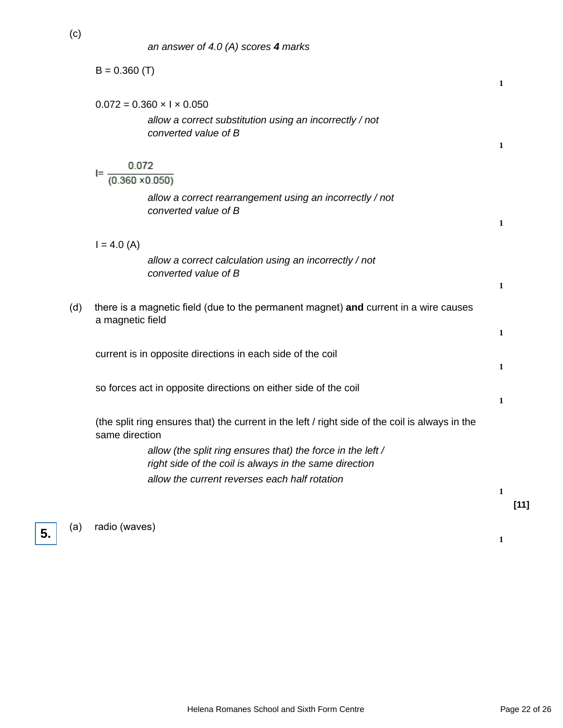(c)

*an answer of 4.0 (A) scores **4** marks*

B = 0.360 (T)

1

0.072 = 0.360 × I × 0.050

*allow a correct substitution using an incorrectly / not converted value of B*

1

$$I = \frac{0.072}{(0.360 \times 0.050)}$$

*allow a correct rearrangement using an incorrectly / not converted value of B*

1

I = 4.0 (A)

*allow a correct calculation using an incorrectly / not converted value of B*

1

(d) there is a magnetic field (due to the permanent magnet) **and** current in a wire causes a magnetic field

1

current is in opposite directions in each side of the coil

1

so forces act in opposite directions on either side of the coil

1

(the split ring ensures that) the current in the left / right side of the coil is always in the same direction

*allow (the split ring ensures that) the force in the left / right side of the coil is always in the same direction*

*allow the current reverses each half rotation*

1

**[11]**

**5.** (a) radio (waves)

1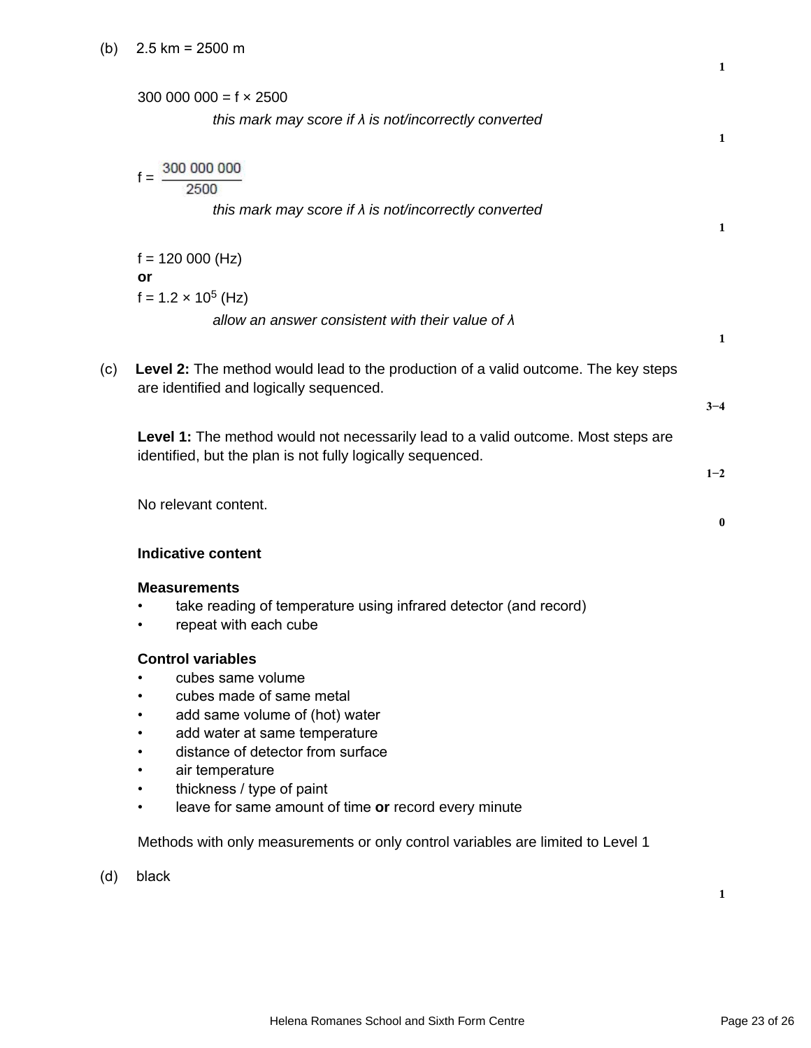(b) 2.5 km = 2500 m

**1**

300 000 000 = f × 2500

*this mark may score if λ is not/incorrectly converted*

**1**

$$f = \frac{300\ 000\ 000}{2500}$$

*this mark may score if λ is not/incorrectly converted*

**1**

f = 120 000 (Hz)
**or**
f = $1.2 \times 10^5$ (Hz)

*allow an answer consistent with their value of λ*

**1**

(c) **Level 2:** The method would lead to the production of a valid outcome. The key steps are identified and logically sequenced.

**3−4**

**Level 1:** The method would not necessarily lead to a valid outcome. Most steps are identified, but the plan is not fully logically sequenced.

**1−2**

No relevant content.

**0**

**Indicative content**

**Measurements**
- take reading of temperature using infrared detector (and record)
- repeat with each cube

**Control variables**
- cubes same volume
- cubes made of same metal
- add same volume of (hot) water
- add water at same temperature
- distance of detector from surface
- air temperature
- thickness / type of paint
- leave for same amount of time **or** record every minute

Methods with only measurements or only control variables are limited to Level 1

(d) black

**1**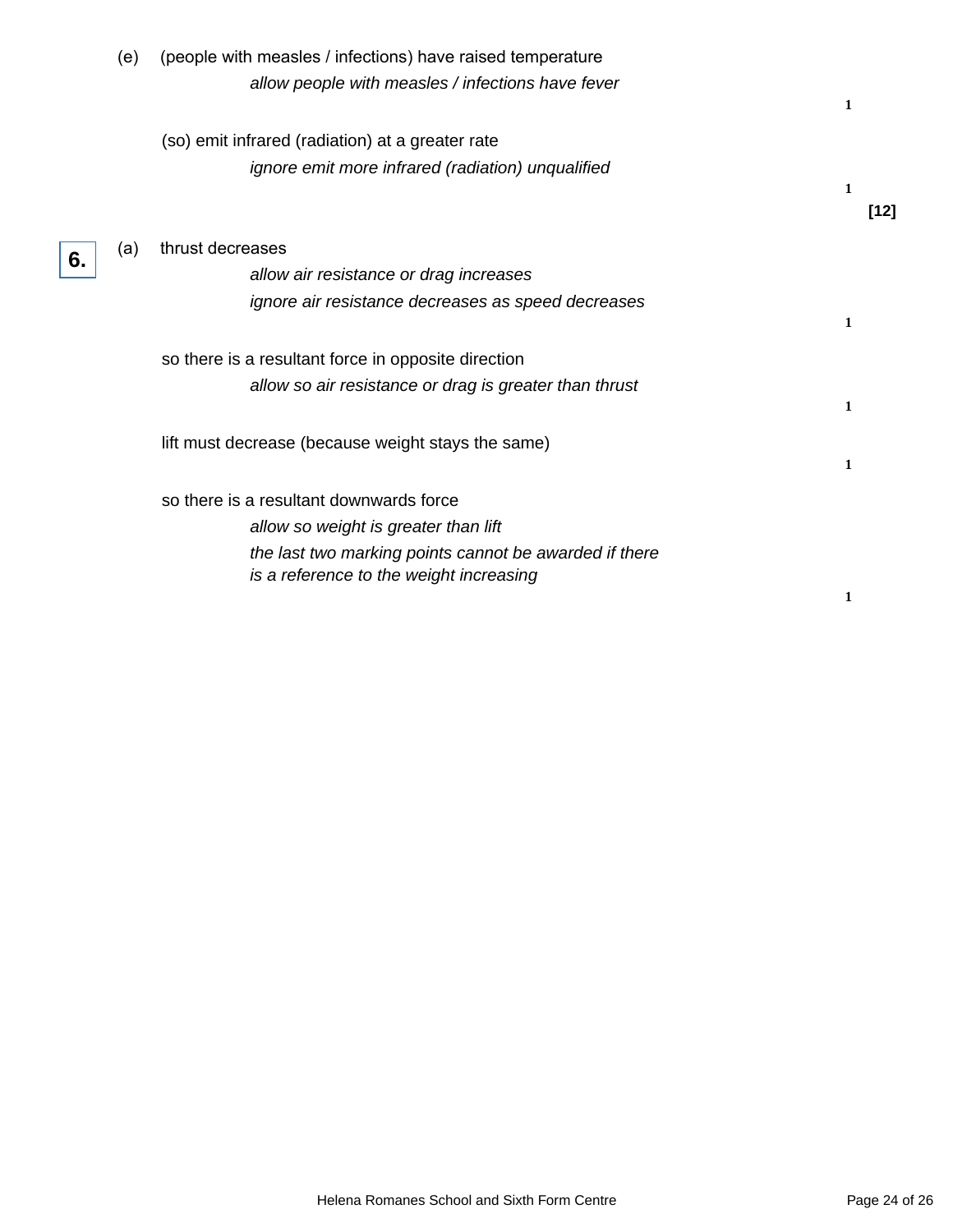(e) (people with measles / infections) have raised temperature

*allow people with measles / infections have fever*

**1**

(so) emit infrared (radiation) at a greater rate

*ignore emit more infrared (radiation) unqualified*

**1**

**[12]**

**6.** (a) thrust decreases

*allow air resistance or drag increases*

*ignore air resistance decreases as speed decreases*

**1**

so there is a resultant force in opposite direction

*allow so air resistance or drag is greater than thrust*

**1**

lift must decrease (because weight stays the same)

**1**

so there is a resultant downwards force

*allow so weight is greater than lift*

*the last two marking points cannot be awarded if there is a reference to the weight increasing*

**1**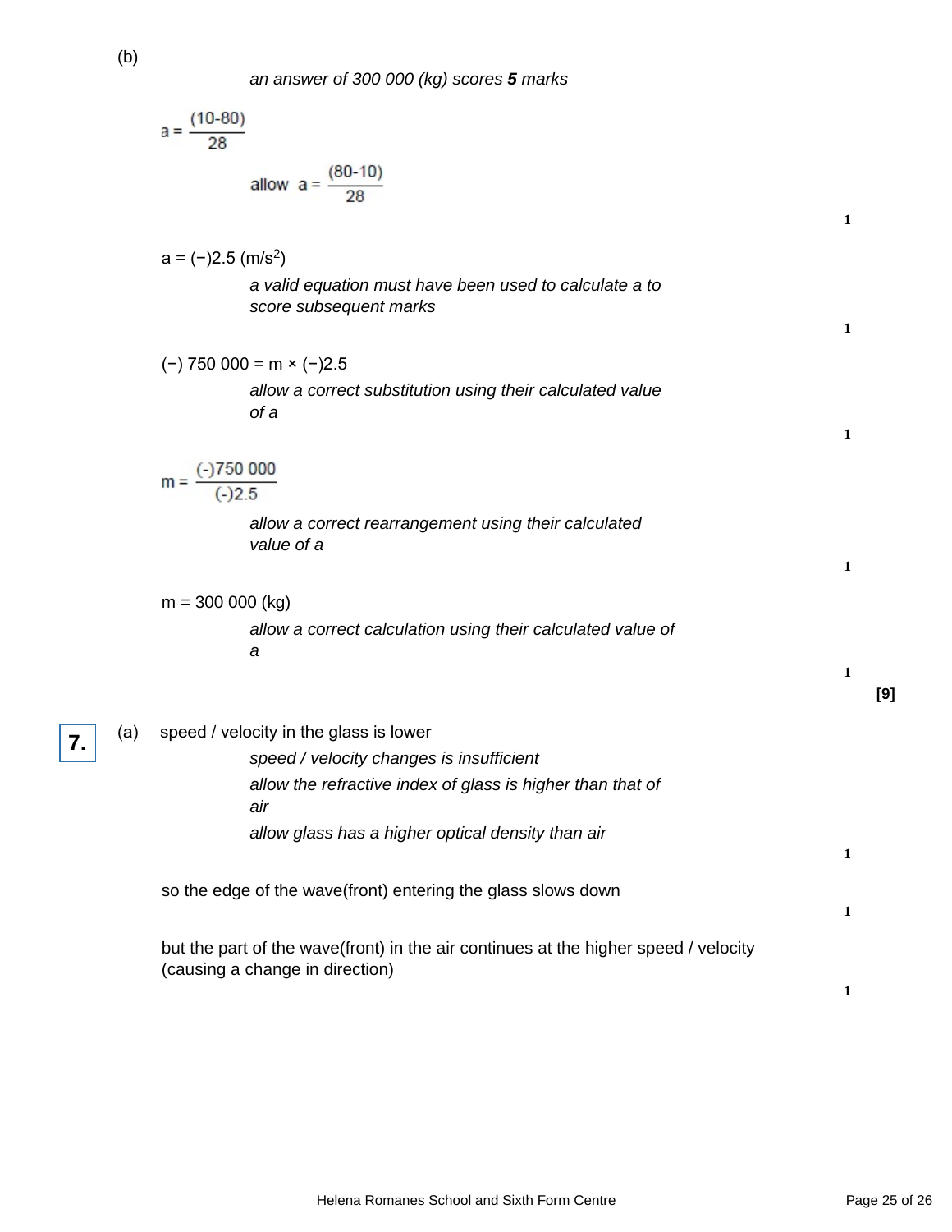(b)

*an answer of 300 000 (kg) scores **5** marks*

$$a = \frac{(10-80)}{28}$$

*allow* $a = \frac{(80-10)}{28}$

1

a = (−)2.5 (m/s$^2$)

*a valid equation must have been used to calculate a to score subsequent marks*

1

(−) 750 000 = m × (−)2.5

*allow a correct substitution using their calculated value of a*

1

$$m = \frac{(-)750\ 000}{(-)2.5}$$

*allow a correct rearrangement using their calculated value of a*

1

m = 300 000 (kg)

*allow a correct calculation using their calculated value of a*

1

**[9]**

**7.** (a) speed / velocity in the glass is lower

*speed / velocity changes is insufficient*

*allow the refractive index of glass is higher than that of air*

*allow glass has a higher optical density than air*

1

so the edge of the wave(front) entering the glass slows down

1

but the part of the wave(front) in the air continues at the higher speed / velocity (causing a change in direction)

1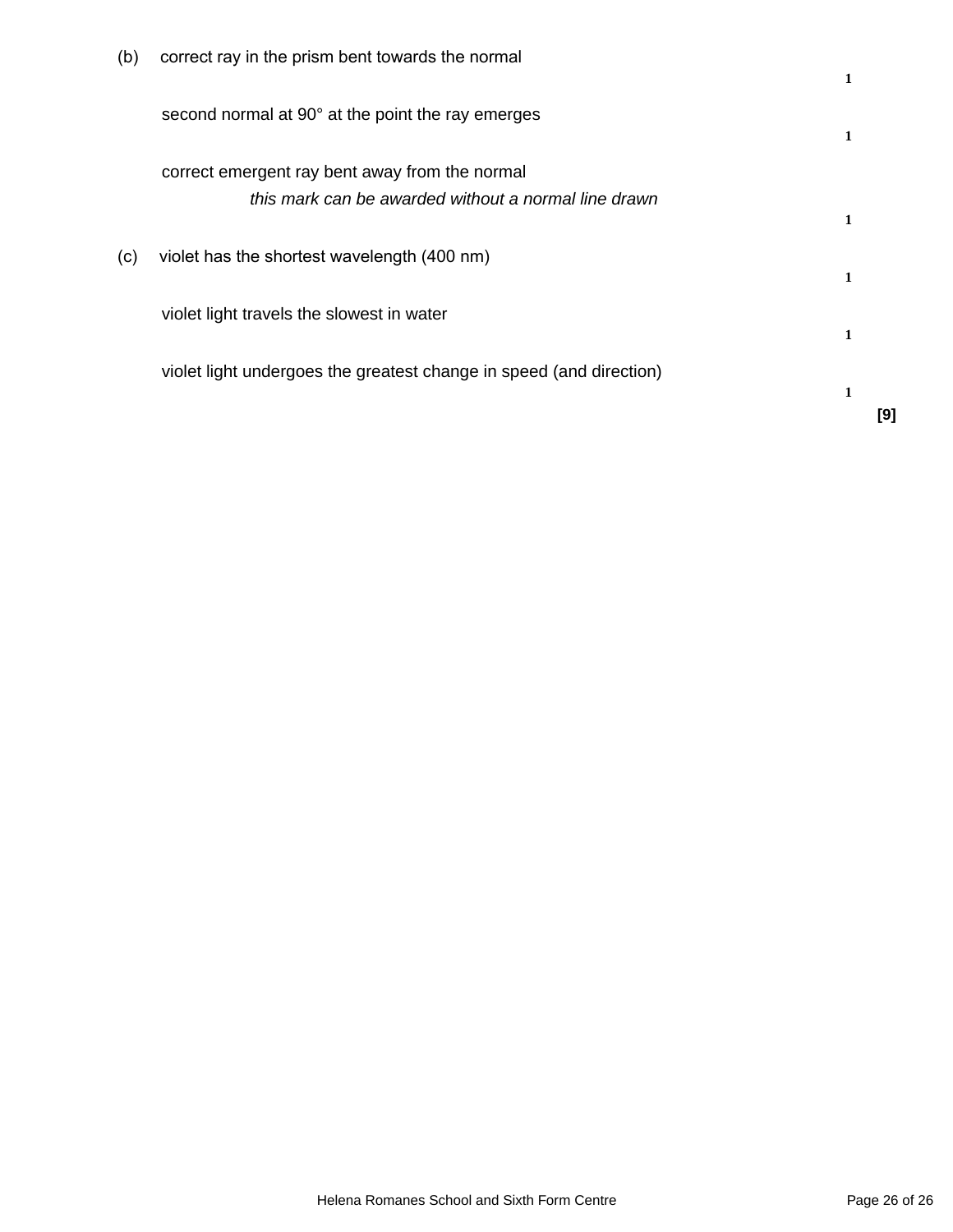(b) correct ray in the prism bent towards the normal

**1**

second normal at 90° at the point the ray emerges

**1**

correct emergent ray bent away from the normal

*this mark can be awarded without a normal line drawn*

**1**

(c) violet has the shortest wavelength (400 nm)

**1**

violet light travels the slowest in water

**1**

violet light undergoes the greatest change in speed (and direction)

**1**

**[9]**